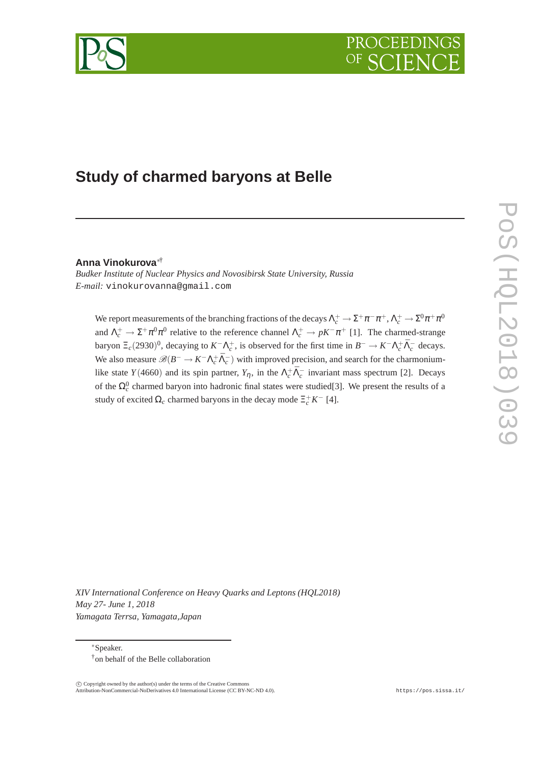# Study of charmed baryons at Belle

**Anna Vinokurova**[\*†]

*Budker Institute of Nuclear Physics and Novosibirsk State University, Russia*
*E-mail:* vinokurovanna@gmail.com

We report measurements of the branching fractions of the decays $\Lambda_c^+ \to \Sigma^+\pi^-\pi^+$, $\Lambda_c^+ \to \Sigma^0\pi^+\pi^0$ and $\Lambda_c^+ \to \Sigma^+\pi^0\pi^0$ relative to the reference channel $\Lambda_c^+ \to pK^-\pi^+$ [1]. The charmed-strange baryon $\Xi_c(2930)^0$, decaying to $K^-\Lambda_c^+$, is observed for the first time in $B^- \to K^-\Lambda_c^+\bar{\Lambda}_c^-$ decays. We also measure $\mathscr{B}(B^- \to K^-\Lambda_c^+\bar{\Lambda}_c^-)$ with improved precision, and search for the charmonium-like state $Y(4660)$ and its spin partner, $Y_\eta$, in the $\Lambda_c^+\bar{\Lambda}_c^-$ invariant mass spectrum [2]. Decays of the $\Omega_c^0$ charmed baryon into hadronic final states were studied[3]. We present the results of a study of excited $\Omega_c$ charmed baryons in the decay mode $\Xi_c^+K^-$ [4].

*XIV International Conference on Heavy Quarks and Leptons (HQL2018)*
*May 27- June 1, 2018*
*Yamagata Terrsa, Yamagata,Japan*

---

[\*]Speaker.
[†]on behalf of the Belle collaboration

© Copyright owned by the author(s) under the terms of the Creative Commons Attribution-NonCommercial-NoDerivatives 4.0 International License (CC BY-NC-ND 4.0). https://pos.sissa.it/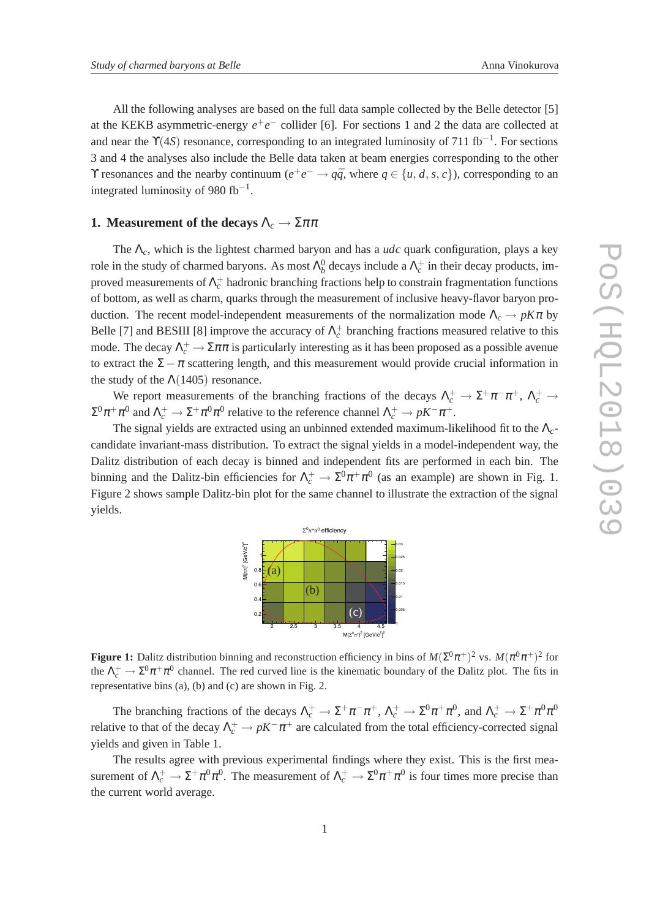All the following analyses are based on the full data sample collected by the Belle detector [5] at the KEKB asymmetric-energy $e^+e^-$ collider [6]. For sections 1 and 2 the data are collected at and near the $\Upsilon(4S)$ resonance, corresponding to an integrated luminosity of 711 fb$^{-1}$. For sections 3 and 4 the analyses also include the Belle data taken at beam energies corresponding to the other $\Upsilon$ resonances and the nearby continuum ($e^+e^- \to q\bar{q}$, where $q \in \{u, d, s, c\}$), corresponding to an integrated luminosity of 980 fb$^{-1}$.

## 1. Measurement of the decays $\Lambda_c \to \Sigma\pi\pi$

The $\Lambda_c$, which is the lightest charmed baryon and has a *udc* quark configuration, plays a key role in the study of charmed baryons. As most $\Lambda_b^0$ decays include a $\Lambda_c^+$ in their decay products, improved measurements of $\Lambda_c^+$ hadronic branching fractions help to constrain fragmentation functions of bottom, as well as charm, quarks through the measurement of inclusive heavy-flavor baryon production. The recent model-independent measurements of the normalization mode $\Lambda_c \to pK\pi$ by Belle [7] and BESIII [8] improve the accuracy of $\Lambda_c^+$ branching fractions measured relative to this mode. The decay $\Lambda_c^+ \to \Sigma\pi\pi$ is particularly interesting as it has been proposed as a possible avenue to extract the $\Sigma - \pi$ scattering length, and this measurement would provide crucial information in the study of the $\Lambda(1405)$ resonance.

We report measurements of the branching fractions of the decays $\Lambda_c^+ \to \Sigma^+\pi^-\pi^+$, $\Lambda_c^+ \to \Sigma^0\pi^+\pi^0$ and $\Lambda_c^+ \to \Sigma^+\pi^0\pi^0$ relative to the reference channel $\Lambda_c^+ \to pK^-\pi^+$.

The signal yields are extracted using an unbinned extended maximum-likelihood fit to the $\Lambda_c$-candidate invariant-mass distribution. To extract the signal yields in a model-independent way, the Dalitz distribution of each decay is binned and independent fits are performed in each bin. The binning and the Dalitz-bin efficiencies for $\Lambda_c^+ \to \Sigma^0\pi^+\pi^0$ (as an example) are shown in Fig. 1. Figure 2 shows sample Dalitz-bin plot for the same channel to illustrate the extraction of the signal yields.

**Figure 1:** Dalitz distribution binning and reconstruction efficiency in bins of $M(\Sigma^0\pi^+)^2$ vs. $M(\pi^0\pi^+)^2$ for the $\Lambda_c^+ \to \Sigma^0\pi^+\pi^0$ channel. The red curved line is the kinematic boundary of the Dalitz plot. The fits in representative bins (a), (b) and (c) are shown in Fig. 2.

The branching fractions of the decays $\Lambda_c^+ \to \Sigma^+\pi^-\pi^+$, $\Lambda_c^+ \to \Sigma^0\pi^+\pi^0$, and $\Lambda_c^+ \to \Sigma^+\pi^0\pi^0$ relative to that of the decay $\Lambda_c^+ \to pK^-\pi^+$ are calculated from the total efficiency-corrected signal yields and given in Table 1.

The results agree with previous experimental findings where they exist. This is the first measurement of $\Lambda_c^+ \to \Sigma^+\pi^0\pi^0$. The measurement of $\Lambda_c^+ \to \Sigma^0\pi^+\pi^0$ is four times more precise than the current world average.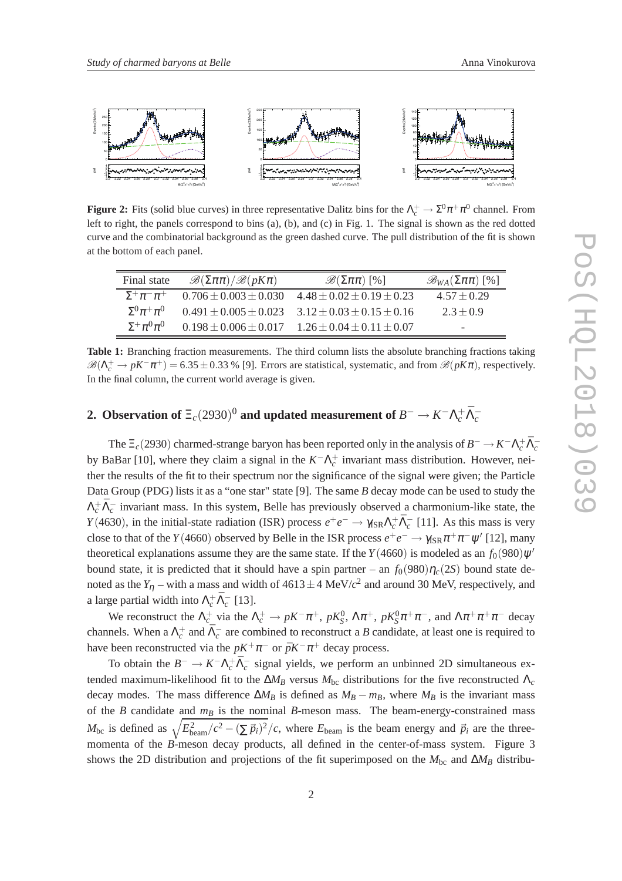**Figure 2:** Fits (solid blue curves) in three representative Dalitz bins for the $\Lambda_c^+ \to \Sigma^0\pi^+\pi^0$ channel. From left to right, the panels correspond to bins (a), (b), and (c) in Fig. 1. The signal is shown as the red dotted curve and the combinatorial background as the green dashed curve. The pull distribution of the fit is shown at the bottom of each panel.

| Final state | $\mathscr{B}(\Sigma\pi\pi)/\mathscr{B}(pK\pi)$ | $\mathscr{B}(\Sigma\pi\pi)$ [%] | $\mathscr{B}_{WA}(\Sigma\pi\pi)$ [%] |
|---|---|---|---|
| $\Sigma^+\pi^-\pi^+$ | $0.706 \pm 0.003 \pm 0.030$ | $4.48 \pm 0.02 \pm 0.19 \pm 0.23$ | $4.57 \pm 0.29$ |
| $\Sigma^0\pi^+\pi^0$ | $0.491 \pm 0.005 \pm 0.023$ | $3.12 \pm 0.03 \pm 0.15 \pm 0.16$ | $2.3 \pm 0.9$ |
| $\Sigma^+\pi^0\pi^0$ | $0.198 \pm 0.006 \pm 0.017$ | $1.26 \pm 0.04 \pm 0.11 \pm 0.07$ | - |

**Table 1:** Branching fraction measurements. The third column lists the absolute branching fractions taking $\mathscr{B}(\Lambda_c^+ \to pK^-\pi^+) = 6.35 \pm 0.33$ % [9]. Errors are statistical, systematic, and from $\mathscr{B}(pK\pi)$, respectively. In the final column, the current world average is given.

## 2. Observation of $\Xi_c(2930)^0$ and updated measurement of $B^- \to K^-\Lambda_c^+\bar{\Lambda}_c^-$

The $\Xi_c(2930)$ charmed-strange baryon has been reported only in the analysis of $B^- \to K^-\Lambda_c^+\bar{\Lambda}_c^-$ by BaBar [10], where they claim a signal in the $K^-\Lambda_c^+$ invariant mass distribution. However, neither the results of the fit to their spectrum nor the significance of the signal were given; the Particle Data Group (PDG) lists it as a "one star" state [9]. The same $B$ decay mode can be used to study the $\Lambda_c^+\bar{\Lambda}_c^-$ invariant mass. In this system, Belle has previously observed a charmonium-like state, the $Y(4630)$, in the initial-state radiation (ISR) process $e^+e^- \to \gamma_{\rm ISR}\Lambda_c^+\bar{\Lambda}_c^-$ [11]. As this mass is very close to that of the $Y(4660)$ observed by Belle in the ISR process $e^+e^- \to \gamma_{\rm ISR}\pi^+\pi^-\psi'$ [12], many theoretical explanations assume they are the same state. If the $Y(4660)$ is modeled as an $f_0(980)\psi'$ bound state, it is predicted that it should have a spin partner – an $f_0(980)\eta_c(2S)$ bound state denoted as the $Y_\eta$ – with a mass and width of $4613 \pm 4$ MeV/$c^2$ and around 30 MeV, respectively, and a large partial width into $\Lambda_c^+\bar{\Lambda}_c^-$ [13].

We reconstruct the $\Lambda_c^+$ via the $\Lambda_c^+ \to pK^-\pi^+$, $pK_S^0$, $\Lambda\pi^+$, $pK_S^0\pi^+\pi^-$, and $\Lambda\pi^+\pi^+\pi^-$ decay channels. When a $\Lambda_c^+$ and $\bar{\Lambda}_c^-$ are combined to reconstruct a $B$ candidate, at least one is required to have been reconstructed via the $pK^+\pi^-$ or $\bar{p}K^-\pi^+$ decay process.

To obtain the $B^- \to K^-\Lambda_c^+\bar{\Lambda}_c^-$ signal yields, we perform an unbinned 2D simultaneous extended maximum-likelihood fit to the $\Delta M_B$ versus $M_{\rm bc}$ distributions for the five reconstructed $\Lambda_c$ decay modes. The mass difference $\Delta M_B$ is defined as $M_B - m_B$, where $M_B$ is the invariant mass of the $B$ candidate and $m_B$ is the nominal $B$-meson mass. The beam-energy-constrained mass $M_{\rm bc}$ is defined as $\sqrt{E_{\rm beam}^2/c^2 - (\sum \vec{p}_i)^2}/c$, where $E_{\rm beam}$ is the beam energy and $\vec{p}_i$ are the three-momenta of the $B$-meson decay products, all defined in the center-of-mass system. Figure 3 shows the 2D distribution and projections of the fit superimposed on the $M_{\rm bc}$ and $\Delta M_B$ distribu-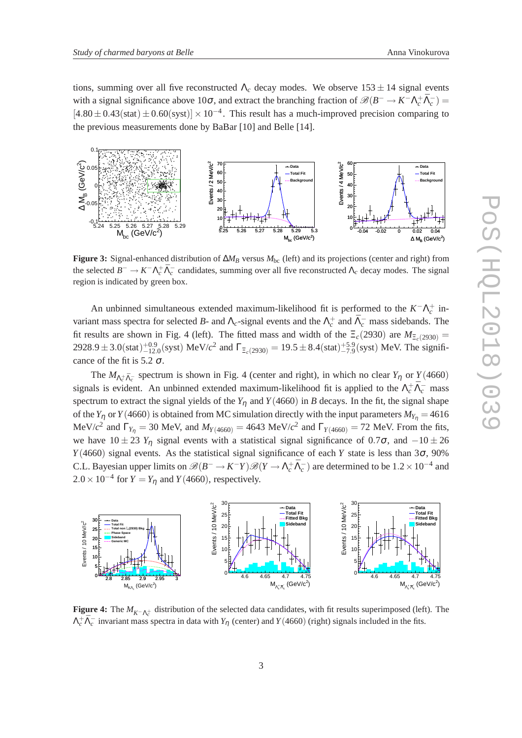tions, summing over all five reconstructed $\Lambda_c$ decay modes. We observe $153 \pm 14$ signal events with a signal significance above $10\sigma$, and extract the branching fraction of $\mathscr{B}(B^- \to K^- \Lambda_c^+ \bar{\Lambda}_c^-) = [4.80 \pm 0.43(\text{stat}) \pm 0.60(\text{syst})] \times 10^{-4}$. This result has a much-improved precision comparing to the previous measurements done by BaBar [10] and Belle [14].

**Figure 3:** Signal-enhanced distribution of $\Delta M_B$ versus $M_{\text{bc}}$ (left) and its projections (center and right) from the selected $B^- \to K^- \Lambda_c^+ \bar{\Lambda}_c^-$ candidates, summing over all five reconstructed $\Lambda_c$ decay modes. The signal region is indicated by green box.

An unbinned simultaneous extended maximum-likelihood fit is performed to the $K^- \Lambda_c^+$ invariant mass spectra for selected $B$- and $\Lambda_c$-signal events and the $\Lambda_c^+$ and $\bar{\Lambda}_c^-$ mass sidebands. The fit results are shown in Fig. 4 (left). The fitted mass and width of the $\Xi_c(2930)$ are $M_{\Xi_c(2930)} = 2928.9 \pm 3.0(\text{stat})^{+0.9}_{-12.0}(\text{syst})$ MeV/$c^2$ and $\Gamma_{\Xi_c(2930)} = 19.5 \pm 8.4(\text{stat})^{+5.9}_{-7.9}(\text{syst})$ MeV. The significance of the fit is 5.2 $\sigma$.

The $M_{\Lambda_c^+ \bar{\Lambda}_c^-}$ spectrum is shown in Fig. 4 (center and right), in which no clear $Y_\eta$ or $Y(4660)$ signals is evident. An unbinned extended maximum-likelihood fit is applied to the $\Lambda_c^+ \bar{\Lambda}_c^-$ mass spectrum to extract the signal yields of the $Y_\eta$ and $Y(4660)$ in $B$ decays. In the fit, the signal shape of the $Y_\eta$ or $Y(4660)$ is obtained from MC simulation directly with the input parameters $M_{Y_\eta} = 4616$ MeV/$c^2$ and $\Gamma_{Y_\eta} = 30$ MeV, and $M_{Y(4660)} = 4643$ MeV/$c^2$ and $\Gamma_{Y(4660)} = 72$ MeV. From the fits, we have $10 \pm 23$ $Y_\eta$ signal events with a statistical signal significance of $0.7\sigma$, and $-10 \pm 26$ $Y(4660)$ signal events. As the statistical signal significance of each $Y$ state is less than $3\sigma$, 90% C.L. Bayesian upper limits on $\mathscr{B}(B^- \to K^- Y)\mathscr{B}(Y \to \Lambda_c^+ \bar{\Lambda}_c^-)$ are determined to be $1.2 \times 10^{-4}$ and $2.0 \times 10^{-4}$ for $Y = Y_\eta$ and $Y(4660)$, respectively.

**Figure 4:** The $M_{K^- \Lambda_c^+}$ distribution of the selected data candidates, with fit results superimposed (left). The $\Lambda_c^+ \bar{\Lambda}_c^-$ invariant mass spectra in data with $Y_\eta$ (center) and $Y(4660)$ (right) signals included in the fits.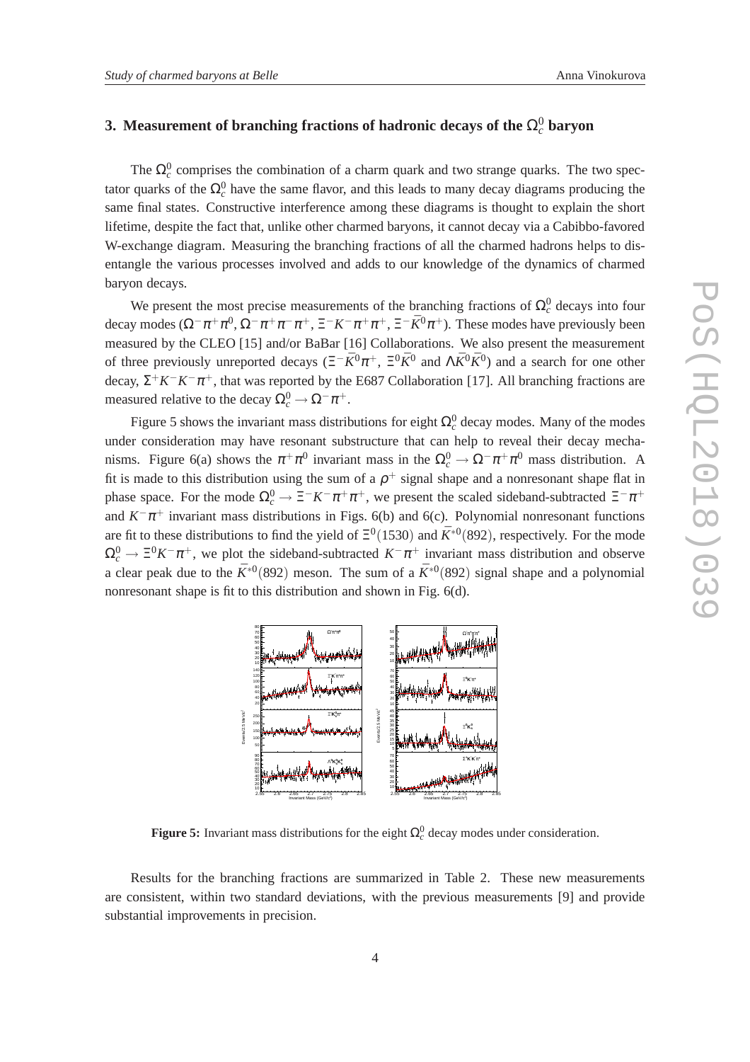## 3. Measurement of branching fractions of hadronic decays of the $\Omega_c^0$ baryon

The $\Omega_c^0$ comprises the combination of a charm quark and two strange quarks. The two spectator quarks of the $\Omega_c^0$ have the same flavor, and this leads to many decay diagrams producing the same final states. Constructive interference among these diagrams is thought to explain the short lifetime, despite the fact that, unlike other charmed baryons, it cannot decay via a Cabibbo-favored W-exchange diagram. Measuring the branching fractions of all the charmed hadrons helps to disentangle the various processes involved and adds to our knowledge of the dynamics of charmed baryon decays.

We present the most precise measurements of the branching fractions of $\Omega_c^0$ decays into four decay modes ($\Omega^-\pi^+\pi^0$, $\Omega^-\pi^+\pi^-\pi^+$, $\Xi^-K^-\pi^+\pi^+$, $\Xi^-\bar{K}^0\pi^+$). These modes have previously been measured by the CLEO [15] and/or BaBar [16] Collaborations. We also present the measurement of three previously unreported decays ($\Xi^-\bar{K}^0\pi^+$, $\Xi^0\bar{K}^0$ and $\Lambda\bar{K}^0\bar{K}^0$) and a search for one other decay, $\Sigma^+K^-K^-\pi^+$, that was reported by the E687 Collaboration [17]. All branching fractions are measured relative to the decay $\Omega_c^0 \to \Omega^-\pi^+$.

Figure 5 shows the invariant mass distributions for eight $\Omega_c^0$ decay modes. Many of the modes under consideration may have resonant substructure that can help to reveal their decay mechanisms. Figure 6(a) shows the $\pi^+\pi^0$ invariant mass in the $\Omega_c^0 \to \Omega^-\pi^+\pi^0$ mass distribution. A fit is made to this distribution using the sum of a $\rho^+$ signal shape and a nonresonant shape flat in phase space. For the mode $\Omega_c^0 \to \Xi^-K^-\pi^+\pi^+$, we present the scaled sideband-subtracted $\Xi^-\pi^+$ and $K^-\pi^+$ invariant mass distributions in Figs. 6(b) and 6(c). Polynomial nonresonant functions are fit to these distributions to find the yield of $\Xi^0(1530)$ and $\bar{K}^{*0}(892)$, respectively. For the mode $\Omega_c^0 \to \Xi^0K^-\pi^+$, we plot the sideband-subtracted $K^-\pi^+$ invariant mass distribution and observe a clear peak due to the $\bar{K}^{*0}(892)$ meson. The sum of a $\bar{K}^{*0}(892)$ signal shape and a polynomial nonresonant shape is fit to this distribution and shown in Fig. 6(d).

**Figure 5:** Invariant mass distributions for the eight $\Omega_c^0$ decay modes under consideration.

Results for the branching fractions are summarized in Table 2. These new measurements are consistent, within two standard deviations, with the previous measurements [9] and provide substantial improvements in precision.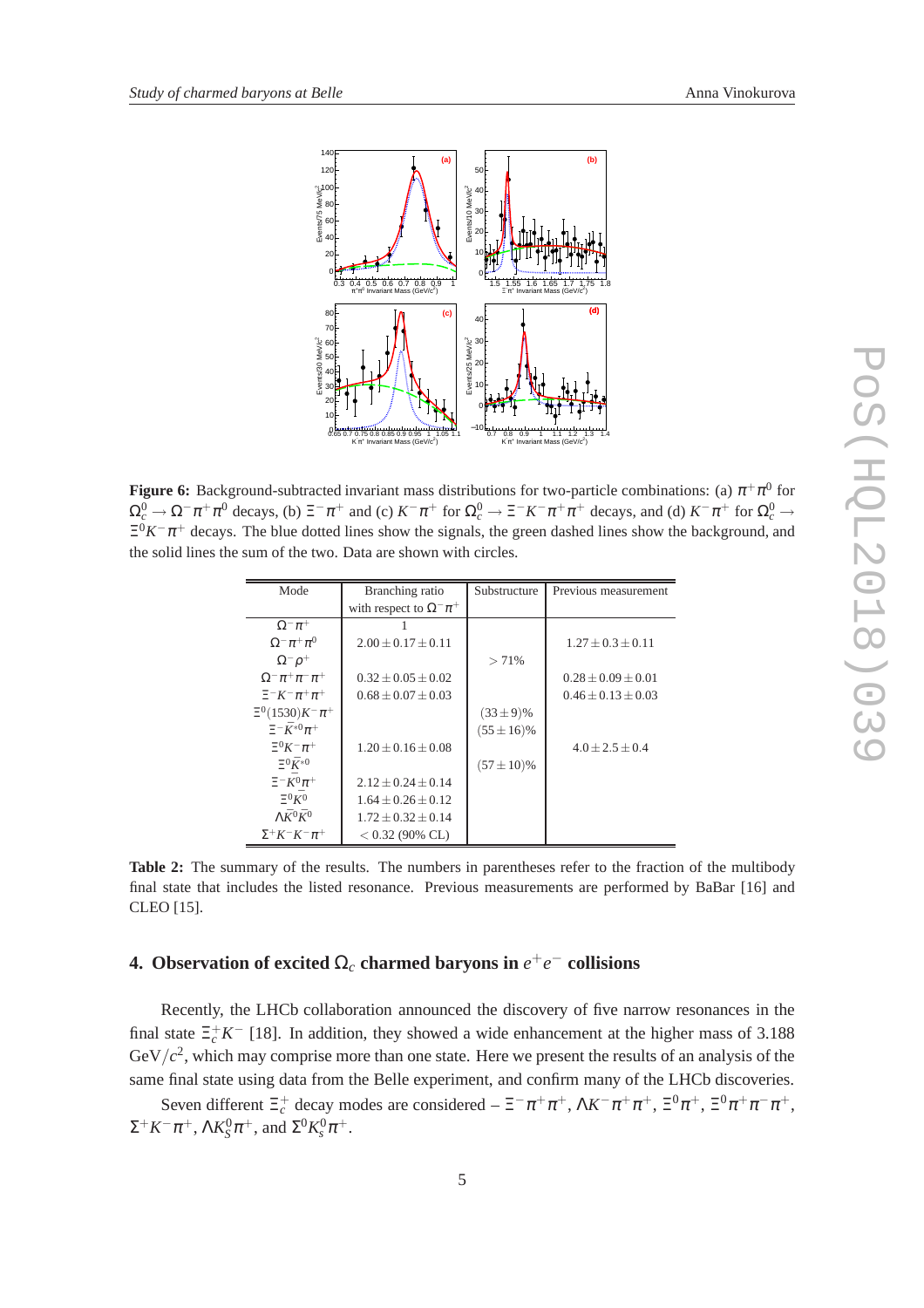**Figure 6:** Background-subtracted invariant mass distributions for two-particle combinations: (a) $\pi^+\pi^0$ for $\Omega_c^0 \to \Omega^-\pi^+\pi^0$ decays, (b) $\Xi^-\pi^+$ and (c) $K^-\pi^+$ for $\Omega_c^0 \to \Xi^-K^-\pi^+\pi^+$ decays, and (d) $K^-\pi^+$ for $\Omega_c^0 \to \Xi^0K^-\pi^+$ decays. The blue dotted lines show the signals, the green dashed lines show the background, and the solid lines the sum of the two. Data are shown with circles.

| Mode | Branching ratio with respect to $\Omega^-\pi^+$ | Substructure | Previous measurement |
|---|---|---|---|
| $\Omega^-\pi^+$ | 1 | | |
| $\Omega^-\pi^+\pi^0$ | $2.00 \pm 0.17 \pm 0.11$ | | $1.27 \pm 0.3 \pm 0.11$ |
| $\Omega^-\rho^+$ | | $> 71\%$ | |
| $\Omega^-\pi^+\pi^-\pi^+$ | $0.32 \pm 0.05 \pm 0.02$ | | $0.28 \pm 0.09 \pm 0.01$ |
| $\Xi^-K^-\pi^+\pi^+$ | $0.68 \pm 0.07 \pm 0.03$ | | $0.46 \pm 0.13 \pm 0.03$ |
| $\Xi^0(1530)K^-\pi^+$ | | $(33 \pm 9)\%$ | |
| $\Xi^-\bar{K}^{*0}\pi^+$ | | $(55 \pm 16)\%$ | |
| $\Xi^0K^-\pi^+$ | $1.20 \pm 0.16 \pm 0.08$ | | $4.0 \pm 2.5 \pm 0.4$ |
| $\Xi^0\bar{K}^{*0}$ | | $(57 \pm 10)\%$ | |
| $\Xi^-\bar{K}^0\pi^+$ | $2.12 \pm 0.24 \pm 0.14$ | | |
| $\Xi^0\bar{K}^0$ | $1.64 \pm 0.26 \pm 0.12$ | | |
| $\Lambda\bar{K}^0\bar{K}^0$ | $1.72 \pm 0.32 \pm 0.14$ | | |
| $\Sigma^+K^-K^-\pi^+$ | $< 0.32$ (90% CL) | | |

**Table 2:** The summary of the results. The numbers in parentheses refer to the fraction of the multibody final state that includes the listed resonance. Previous measurements are performed by BaBar [16] and CLEO [15].

## 4. Observation of excited $\Omega_c$ charmed baryons in $e^+e^-$ collisions

Recently, the LHCb collaboration announced the discovery of five narrow resonances in the final state $\Xi_c^+K^-$ [18]. In addition, they showed a wide enhancement at the higher mass of 3.188 GeV$/c^2$, which may comprise more than one state. Here we present the results of an analysis of the same final state using data from the Belle experiment, and confirm many of the LHCb discoveries.

Seven different $\Xi_c^+$ decay modes are considered – $\Xi^-\pi^+\pi^+$, $\Lambda K^-\pi^+\pi^+$, $\Xi^0\pi^+$, $\Xi^0\pi^+\pi^-\pi^+$, $\Sigma^+K^-\pi^+$, $\Lambda K_S^0\pi^+$, and $\Sigma^0K_S^0\pi^+$.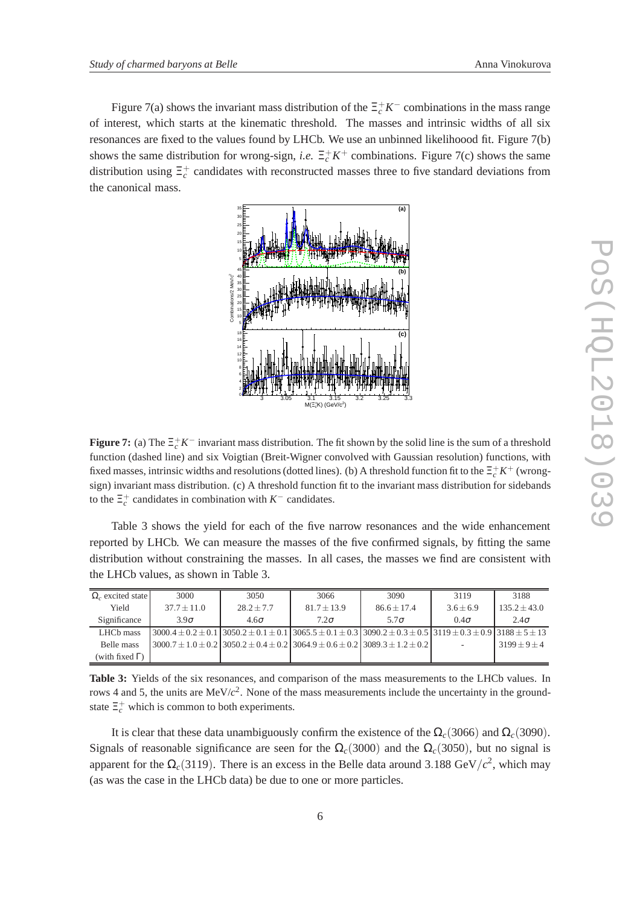Figure 7(a) shows the invariant mass distribution of the $\Xi_c^+ K^-$ combinations in the mass range of interest, which starts at the kinematic threshold. The masses and intrinsic widths of all six resonances are fixed to the values found by LHCb. We use an unbinned likelihoood fit. Figure 7(b) shows the same distribution for wrong-sign, *i.e.* $\Xi_c^+ K^+$ combinations. Figure 7(c) shows the same distribution using $\Xi_c^+$ candidates with reconstructed masses three to five standard deviations from the canonical mass.

**Figure 7:** (a) The $\Xi_c^+ K^-$ invariant mass distribution. The fit shown by the solid line is the sum of a threshold function (dashed line) and six Voigtian (Breit-Wigner convolved with Gaussian resolution) functions, with fixed masses, intrinsic widths and resolutions (dotted lines). (b) A threshold function fit to the $\Xi_c^+ K^+$ (wrong-sign) invariant mass distribution. (c) A threshold function fit to the invariant mass distribution for sidebands to the $\Xi_c^+$ candidates in combination with $K^-$ candidates.

Table 3 shows the yield for each of the five narrow resonances and the wide enhancement reported by LHCb. We can measure the masses of the five confirmed signals, by fitting the same distribution without constraining the masses. In all cases, the masses we find are consistent with the LHCb values, as shown in Table 3.

| $\Omega_c$ excited state | 3000 | 3050 | 3066 | 3090 | 3119 | 3188 |
|---|---|---|---|---|---|---|
| Yield | $37.7 \pm 11.0$ | $28.2 \pm 7.7$ | $81.7 \pm 13.9$ | $86.6 \pm 17.4$ | $3.6 \pm 6.9$ | $135.2 \pm 43.0$ |
| Significance | $3.9\sigma$ | $4.6\sigma$ | $7.2\sigma$ | $5.7\sigma$ | $0.4\sigma$ | $2.4\sigma$ |
| LHCb mass | $3000.4 \pm 0.2 \pm 0.1$ | $3050.2 \pm 0.1 \pm 0.1$ | $3065.5 \pm 0.1 \pm 0.3$ | $3090.2 \pm 0.3 \pm 0.5$ | $3119 \pm 0.3 \pm 0.9$ | $3188 \pm 5 \pm 13$ |
| Belle mass (with fixed $\Gamma$) | $3000.7 \pm 1.0 \pm 0.2$ | $3050.2 \pm 0.4 \pm 0.2$ | $3064.9 \pm 0.6 \pm 0.2$ | $3089.3 \pm 1.2 \pm 0.2$ | - | $3199 \pm 9 \pm 4$ |

**Table 3:** Yields of the six resonances, and comparison of the mass measurements to the LHCb values. In rows 4 and 5, the units are MeV/$c^2$. None of the mass measurements include the uncertainty in the ground-state $\Xi_c^+$ which is common to both experiments.

It is clear that these data unambiguously confirm the existence of the $\Omega_c(3066)$ and $\Omega_c(3090)$. Signals of reasonable significance are seen for the $\Omega_c(3000)$ and the $\Omega_c(3050)$, but no signal is apparent for the $\Omega_c(3119)$. There is an excess in the Belle data around 3.188 GeV$/c^2$, which may (as was the case in the LHCb data) be due to one or more particles.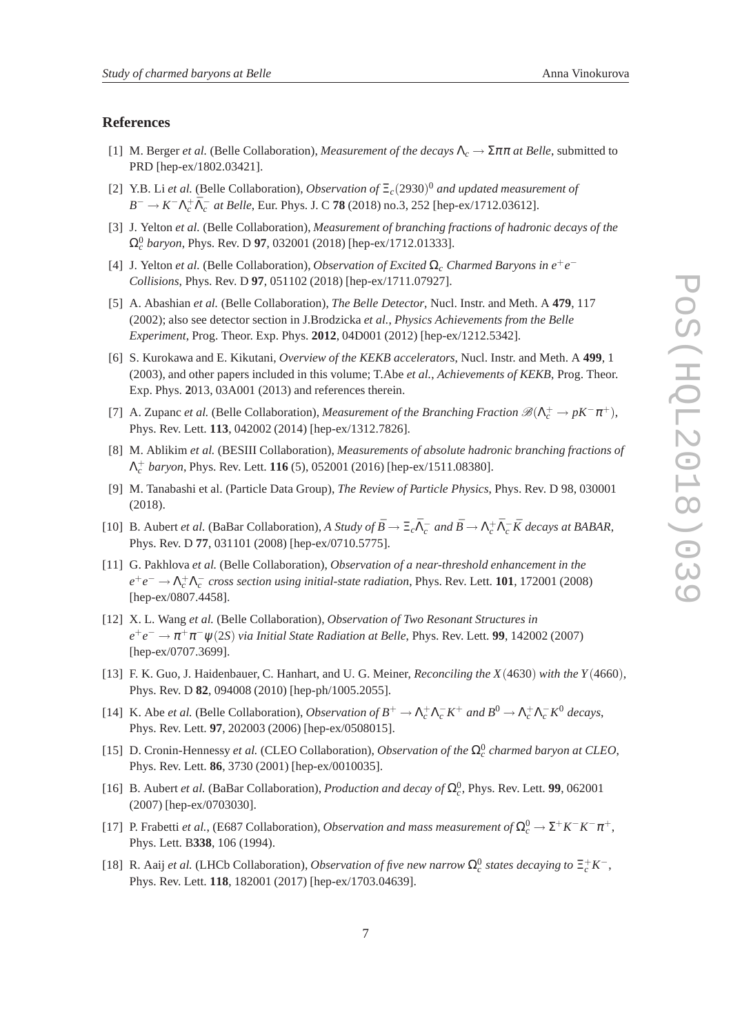## References

[1] M. Berger *et al.* (Belle Collaboration), *Measurement of the decays $\Lambda_c \to \Sigma\pi\pi$ at Belle*, submitted to PRD [hep-ex/1802.03421].

[2] Y.B. Li *et al.* (Belle Collaboration), *Observation of $\Xi_c(2930)^0$ and updated measurement of $B^- \to K^-\Lambda_c^+\bar{\Lambda}_c^-$ at Belle*, Eur. Phys. J. C **78** (2018) no.3, 252 [hep-ex/1712.03612].

[3] J. Yelton *et al.* (Belle Collaboration), *Measurement of branching fractions of hadronic decays of the $\Omega_c^0$ baryon*, Phys. Rev. D **97**, 032001 (2018) [hep-ex/1712.01333].

[4] J. Yelton *et al.* (Belle Collaboration), *Observation of Excited $\Omega_c$ Charmed Baryons in $e^+e^-$ Collisions*, Phys. Rev. D **97**, 051102 (2018) [hep-ex/1711.07927].

[5] A. Abashian *et al.* (Belle Collaboration), *The Belle Detector*, Nucl. Instr. and Meth. A **479**, 117 (2002); also see detector section in J.Brodzicka *et al.*, *Physics Achievements from the Belle Experiment*, Prog. Theor. Exp. Phys. **2012**, 04D001 (2012) [hep-ex/1212.5342].

[6] S. Kurokawa and E. Kikutani, *Overview of the KEKB accelerators*, Nucl. Instr. and Meth. A **499**, 1 (2003), and other papers included in this volume; T.Abe *et al.*, *Achievements of KEKB*, Prog. Theor. Exp. Phys. **2**013, 03A001 (2013) and references therein.

[7] A. Zupanc *et al.* (Belle Collaboration), *Measurement of the Branching Fraction $\mathscr{B}(\Lambda_c^+ \to pK^-\pi^+)$*, Phys. Rev. Lett. **113**, 042002 (2014) [hep-ex/1312.7826].

[8] M. Ablikim *et al.* (BESIII Collaboration), *Measurements of absolute hadronic branching fractions of $\Lambda_c^+$ baryon*, Phys. Rev. Lett. **116** (5), 052001 (2016) [hep-ex/1511.08380].

[9] M. Tanabashi et al. (Particle Data Group), *The Review of Particle Physics*, Phys. Rev. D 98, 030001 (2018).

[10] B. Aubert *et al.* (BaBar Collaboration), *A Study of $\bar{B} \to \Xi_c\bar{\Lambda}_c^-$ and $\bar{B} \to \Lambda_c^+\bar{\Lambda}_c^-\bar{K}$ decays at BABAR*, Phys. Rev. D **77**, 031101 (2008) [hep-ex/0710.5775].

[11] G. Pakhlova *et al.* (Belle Collaboration), *Observation of a near-threshold enhancement in the $e^+e^- \to \Lambda_c^+\Lambda_c^-$ cross section using initial-state radiation*, Phys. Rev. Lett. **101**, 172001 (2008) [hep-ex/0807.4458].

[12] X. L. Wang *et al.* (Belle Collaboration), *Observation of Two Resonant Structures in $e^+e^- \to \pi^+\pi^-\psi(2S)$ via Initial State Radiation at Belle*, Phys. Rev. Lett. **99**, 142002 (2007) [hep-ex/0707.3699].

[13] F. K. Guo, J. Haidenbauer, C. Hanhart, and U. G. Meiner, *Reconciling the $X(4630)$ with the $Y(4660)$*, Phys. Rev. D **82**, 094008 (2010) [hep-ph/1005.2055].

[14] K. Abe *et al.* (Belle Collaboration), *Observation of $B^+ \to \Lambda_c^+\Lambda_c^-K^+$ and $B^0 \to \Lambda_c^+\Lambda_c^-K^0$ decays*, Phys. Rev. Lett. **97**, 202003 (2006) [hep-ex/0508015].

[15] D. Cronin-Hennessy *et al.* (CLEO Collaboration), *Observation of the $\Omega_c^0$ charmed baryon at CLEO*, Phys. Rev. Lett. **86**, 3730 (2001) [hep-ex/0010035].

[16] B. Aubert *et al.* (BaBar Collaboration), *Production and decay of $\Omega_c^0$*, Phys. Rev. Lett. **99**, 062001 (2007) [hep-ex/0703030].

[17] P. Frabetti *et al.*, (E687 Collaboration), *Observation and mass measurement of $\Omega_c^0 \to \Sigma^+K^-K^-\pi^+$*, Phys. Lett. B**338**, 106 (1994).

[18] R. Aaij *et al.* (LHCb Collaboration), *Observation of five new narrow $\Omega_c^0$ states decaying to $\Xi_c^+K^-$*, Phys. Rev. Lett. **118**, 182001 (2017) [hep-ex/1703.04639].